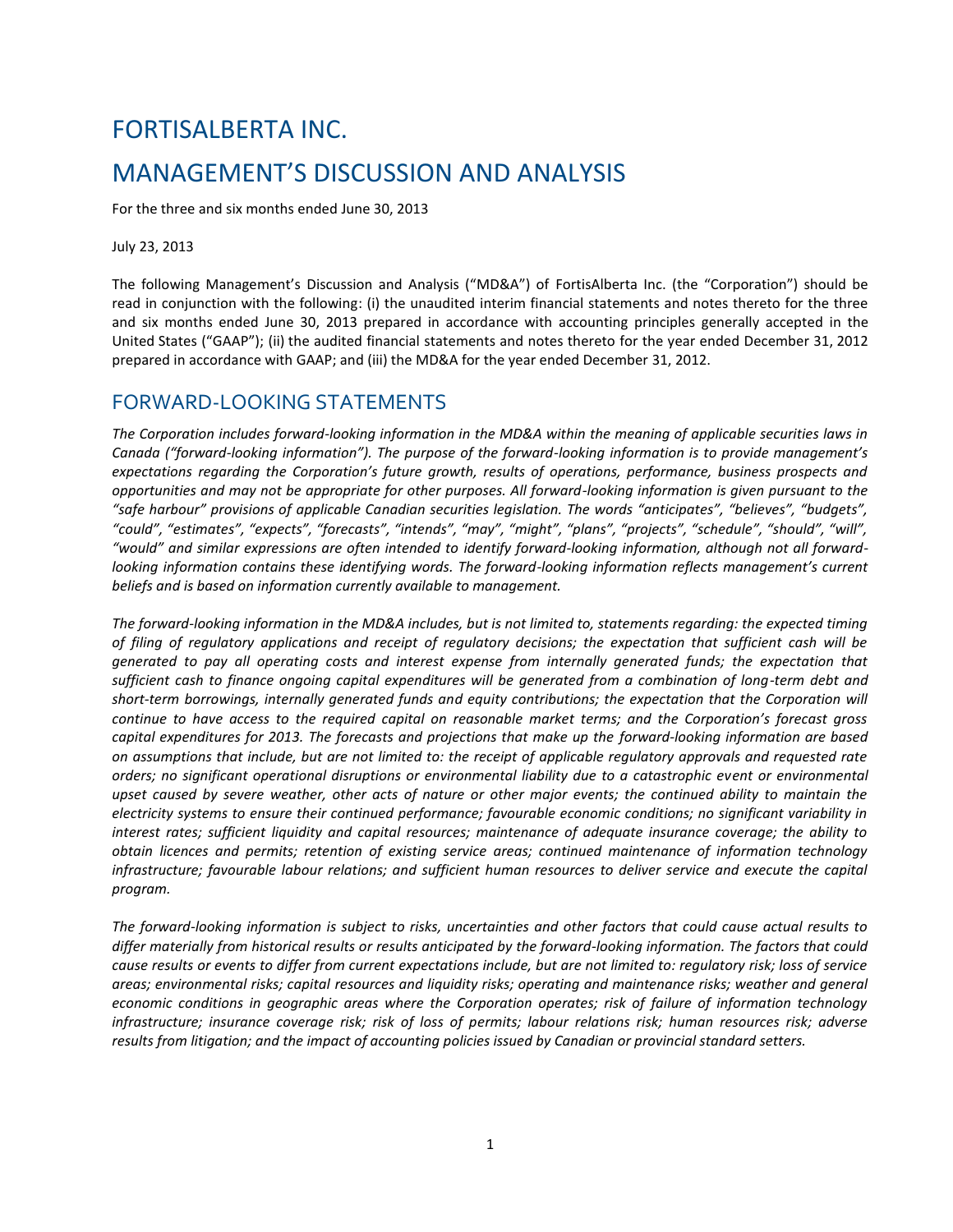# FORTISALBERTA INC.

# MANAGEMENT'S DISCUSSION AND ANALYSIS

For the three and six months ended June 30, 2013

July 23, 2013

The following Management's Discussion and Analysis ("MD&A") of FortisAlberta Inc. (the "Corporation") should be read in conjunction with the following: (i) the unaudited interim financial statements and notes thereto for the three and six months ended June 30, 2013 prepared in accordance with accounting principles generally accepted in the United States ("GAAP"); (ii) the audited financial statements and notes thereto for the year ended December 31, 2012 prepared in accordance with GAAP; and (iii) the MD&A for the year ended December 31, 2012.

## FORWARD-LOOKING STATEMENTS

*The Corporation includes forward-looking information in the MD&A within the meaning of applicable securities laws in Canada ("forward-looking information"). The purpose of the forward-looking information is to provide management's expectations regarding the Corporation's future growth, results of operations, performance, business prospects and opportunities and may not be appropriate for other purposes. All forward-looking information is given pursuant to the "safe harbour" provisions of applicable Canadian securities legislation. The words "anticipates", "believes", "budgets", "could", "estimates", "expects", "forecasts", "intends", "may", "might", "plans", "projects", "schedule", "should", "will", "would" and similar expressions are often intended to identify forward-looking information, although not all forward-looking information contains these identifying words. The forward-looking information reflects management's current beliefs and is based on information currently available to management.*

*The forward-looking information in the MD&A includes, but is not limited to, statements regarding: the expected timing of filing of regulatory applications and receipt of regulatory decisions; the expectation that sufficient cash will be generated to pay all operating costs and interest expense from internally generated funds; the expectation that sufficient cash to finance ongoing capital expenditures will be generated from a combination of long-term debt and short-term borrowings, internally generated funds and equity contributions; the expectation that the Corporation will continue to have access to the required capital on reasonable market terms; and the Corporation's forecast gross capital expenditures for 2013. The forecasts and projections that make up the forward-looking information are based on assumptions that include, but are not limited to: the receipt of applicable regulatory approvals and requested rate orders; no significant operational disruptions or environmental liability due to a catastrophic event or environmental upset caused by severe weather, other acts of nature or other major events; the continued ability to maintain the electricity systems to ensure their continued performance; favourable economic conditions; no significant variability in interest rates; sufficient liquidity and capital resources; maintenance of adequate insurance coverage; the ability to obtain licences and permits; retention of existing service areas; continued maintenance of information technology infrastructure; favourable labour relations; and sufficient human resources to deliver service and execute the capital program.*

*The forward-looking information is subject to risks, uncertainties and other factors that could cause actual results to differ materially from historical results or results anticipated by the forward-looking information. The factors that could cause results or events to differ from current expectations include, but are not limited to: regulatory risk; loss of service areas; environmental risks; capital resources and liquidity risks; operating and maintenance risks; weather and general economic conditions in geographic areas where the Corporation operates; risk of failure of information technology infrastructure; insurance coverage risk; risk of loss of permits; labour relations risk; human resources risk; adverse results from litigation; and the impact of accounting policies issued by Canadian or provincial standard setters.*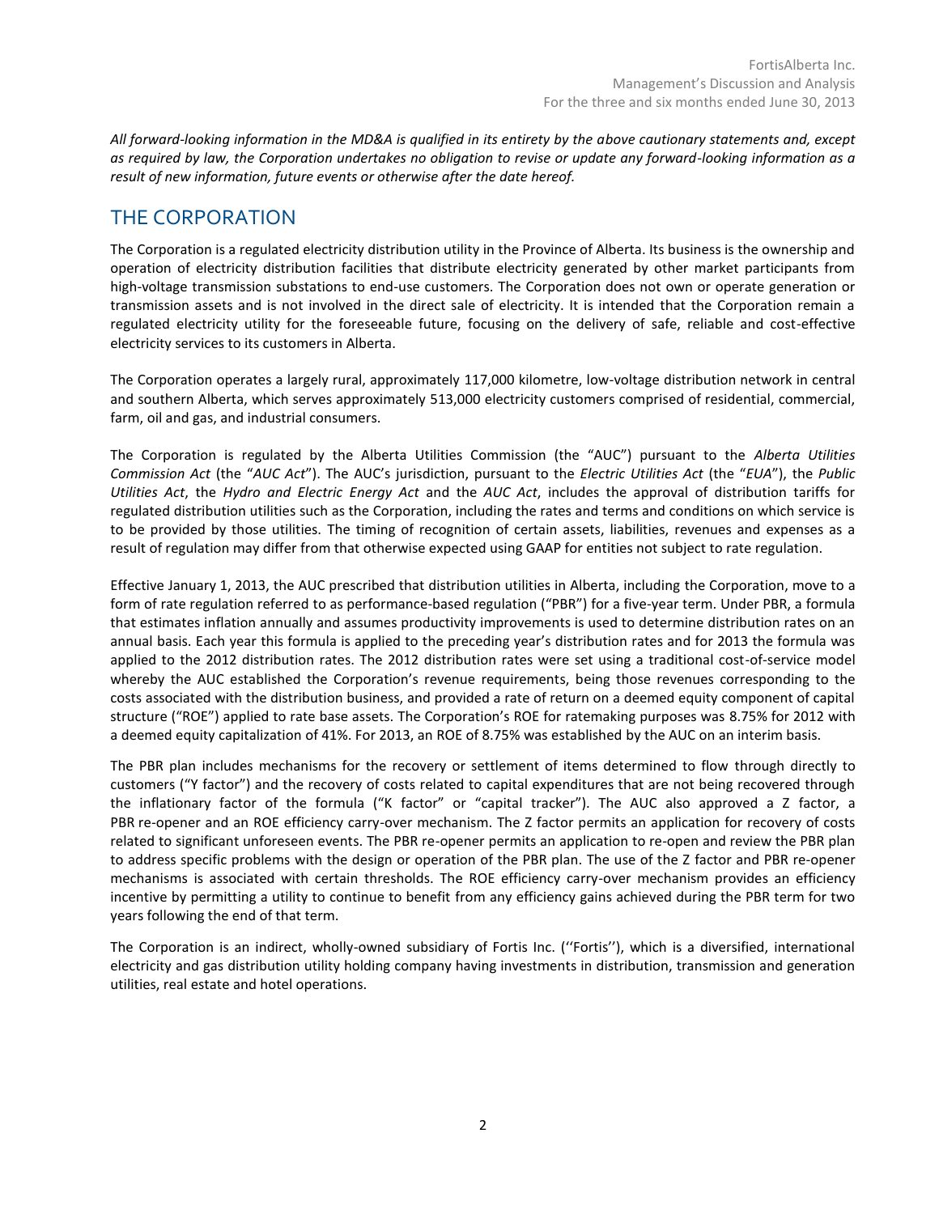*All forward-looking information in the MD&A is qualified in its entirety by the above cautionary statements and, except as required by law, the Corporation undertakes no obligation to revise or update any forward-looking information as a result of new information, future events or otherwise after the date hereof.*

## THE CORPORATION

The Corporation is a regulated electricity distribution utility in the Province of Alberta. Its business is the ownership and operation of electricity distribution facilities that distribute electricity generated by other market participants from high-voltage transmission substations to end-use customers. The Corporation does not own or operate generation or transmission assets and is not involved in the direct sale of electricity. It is intended that the Corporation remain a regulated electricity utility for the foreseeable future, focusing on the delivery of safe, reliable and cost-effective electricity services to its customers in Alberta.

The Corporation operates a largely rural, approximately 117,000 kilometre, low-voltage distribution network in central and southern Alberta, which serves approximately 513,000 electricity customers comprised of residential, commercial, farm, oil and gas, and industrial consumers.

The Corporation is regulated by the Alberta Utilities Commission (the "AUC") pursuant to the *Alberta Utilities Commission Act* (the "*AUC Act*"). The AUC's jurisdiction, pursuant to the *Electric Utilities Act* (the "*EUA*"), the *Public Utilities Act*, the *Hydro and Electric Energy Act* and the *AUC Act*, includes the approval of distribution tariffs for regulated distribution utilities such as the Corporation, including the rates and terms and conditions on which service is to be provided by those utilities. The timing of recognition of certain assets, liabilities, revenues and expenses as a result of regulation may differ from that otherwise expected using GAAP for entities not subject to rate regulation.

Effective January 1, 2013, the AUC prescribed that distribution utilities in Alberta, including the Corporation, move to a form of rate regulation referred to as performance-based regulation ("PBR") for a five-year term. Under PBR, a formula that estimates inflation annually and assumes productivity improvements is used to determine distribution rates on an annual basis. Each year this formula is applied to the preceding year's distribution rates and for 2013 the formula was applied to the 2012 distribution rates. The 2012 distribution rates were set using a traditional cost-of-service model whereby the AUC established the Corporation's revenue requirements, being those revenues corresponding to the costs associated with the distribution business, and provided a rate of return on a deemed equity component of capital structure ("ROE") applied to rate base assets. The Corporation's ROE for ratemaking purposes was 8.75% for 2012 with a deemed equity capitalization of 41%. For 2013, an ROE of 8.75% was established by the AUC on an interim basis.

The PBR plan includes mechanisms for the recovery or settlement of items determined to flow through directly to customers ("Y factor") and the recovery of costs related to capital expenditures that are not being recovered through the inflationary factor of the formula ("K factor" or "capital tracker"). The AUC also approved a Z factor, a PBR re-opener and an ROE efficiency carry-over mechanism. The Z factor permits an application for recovery of costs related to significant unforeseen events. The PBR re-opener permits an application to re-open and review the PBR plan to address specific problems with the design or operation of the PBR plan. The use of the Z factor and PBR re-opener mechanisms is associated with certain thresholds. The ROE efficiency carry-over mechanism provides an efficiency incentive by permitting a utility to continue to benefit from any efficiency gains achieved during the PBR term for two years following the end of that term.

The Corporation is an indirect, wholly-owned subsidiary of Fortis Inc. (''Fortis''), which is a diversified, international electricity and gas distribution utility holding company having investments in distribution, transmission and generation utilities, real estate and hotel operations.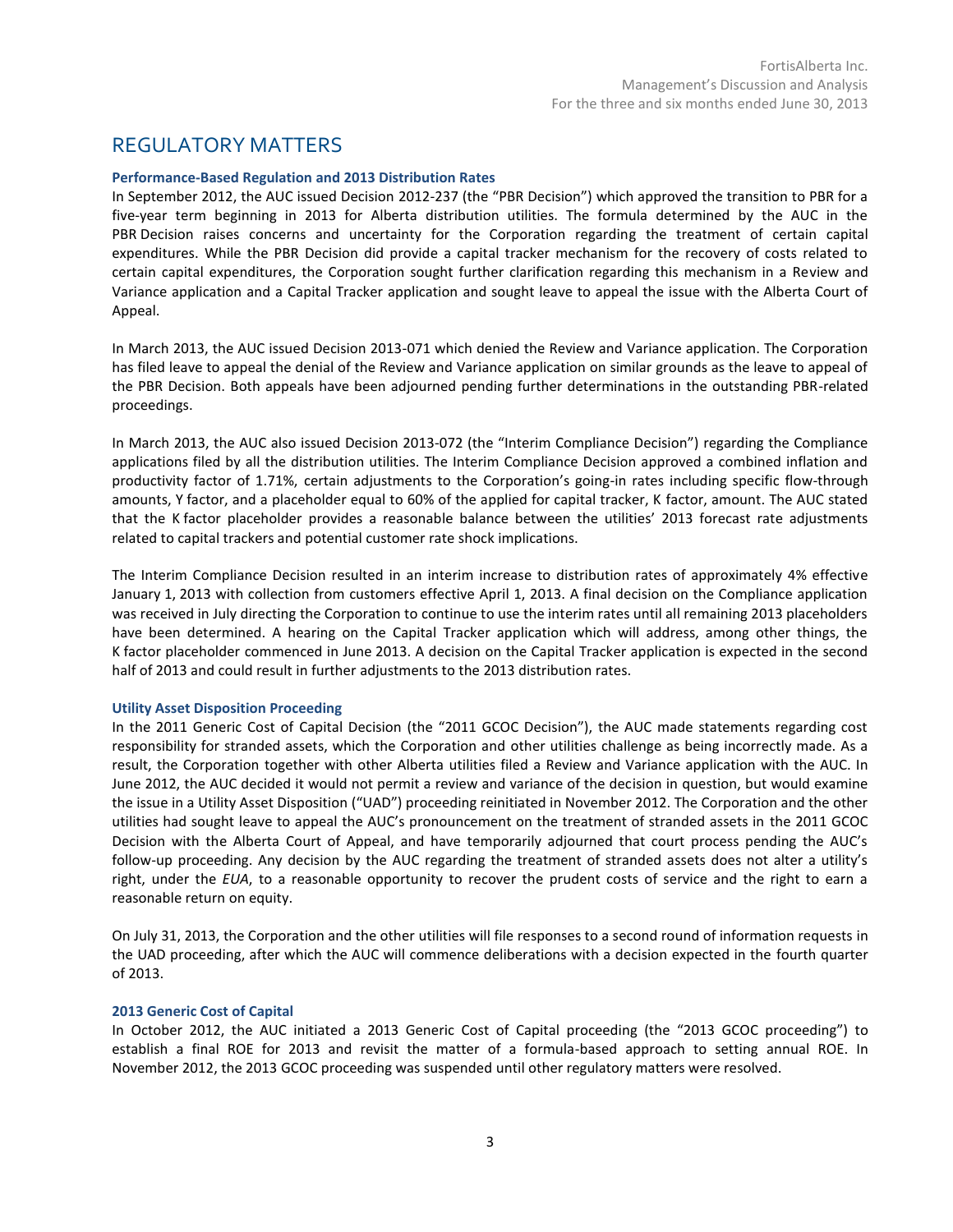## REGULATORY MATTERS

### Performance-Based Regulation and 2013 Distribution Rates

In September 2012, the AUC issued Decision 2012-237 (the "PBR Decision") which approved the transition to PBR for a five-year term beginning in 2013 for Alberta distribution utilities. The formula determined by the AUC in the PBR Decision raises concerns and uncertainty for the Corporation regarding the treatment of certain capital expenditures. While the PBR Decision did provide a capital tracker mechanism for the recovery of costs related to certain capital expenditures, the Corporation sought further clarification regarding this mechanism in a Review and Variance application and a Capital Tracker application and sought leave to appeal the issue with the Alberta Court of Appeal.

In March 2013, the AUC issued Decision 2013-071 which denied the Review and Variance application. The Corporation has filed leave to appeal the denial of the Review and Variance application on similar grounds as the leave to appeal of the PBR Decision. Both appeals have been adjourned pending further determinations in the outstanding PBR-related proceedings.

In March 2013, the AUC also issued Decision 2013-072 (the "Interim Compliance Decision") regarding the Compliance applications filed by all the distribution utilities. The Interim Compliance Decision approved a combined inflation and productivity factor of 1.71%, certain adjustments to the Corporation's going-in rates including specific flow-through amounts, Y factor, and a placeholder equal to 60% of the applied for capital tracker, K factor, amount. The AUC stated that the K factor placeholder provides a reasonable balance between the utilities' 2013 forecast rate adjustments related to capital trackers and potential customer rate shock implications.

The Interim Compliance Decision resulted in an interim increase to distribution rates of approximately 4% effective January 1, 2013 with collection from customers effective April 1, 2013. A final decision on the Compliance application was received in July directing the Corporation to continue to use the interim rates until all remaining 2013 placeholders have been determined. A hearing on the Capital Tracker application which will address, among other things, the K factor placeholder commenced in June 2013. A decision on the Capital Tracker application is expected in the second half of 2013 and could result in further adjustments to the 2013 distribution rates.

### Utility Asset Disposition Proceeding

In the 2011 Generic Cost of Capital Decision (the "2011 GCOC Decision"), the AUC made statements regarding cost responsibility for stranded assets, which the Corporation and other utilities challenge as being incorrectly made. As a result, the Corporation together with other Alberta utilities filed a Review and Variance application with the AUC. In June 2012, the AUC decided it would not permit a review and variance of the decision in question, but would examine the issue in a Utility Asset Disposition ("UAD") proceeding reinitiated in November 2012. The Corporation and the other utilities had sought leave to appeal the AUC's pronouncement on the treatment of stranded assets in the 2011 GCOC Decision with the Alberta Court of Appeal, and have temporarily adjourned that court process pending the AUC's follow-up proceeding. Any decision by the AUC regarding the treatment of stranded assets does not alter a utility's right, under the *EUA*, to a reasonable opportunity to recover the prudent costs of service and the right to earn a reasonable return on equity.

On July 31, 2013, the Corporation and the other utilities will file responses to a second round of information requests in the UAD proceeding, after which the AUC will commence deliberations with a decision expected in the fourth quarter of 2013.

### 2013 Generic Cost of Capital

In October 2012, the AUC initiated a 2013 Generic Cost of Capital proceeding (the "2013 GCOC proceeding") to establish a final ROE for 2013 and revisit the matter of a formula-based approach to setting annual ROE. In November 2012, the 2013 GCOC proceeding was suspended until other regulatory matters were resolved.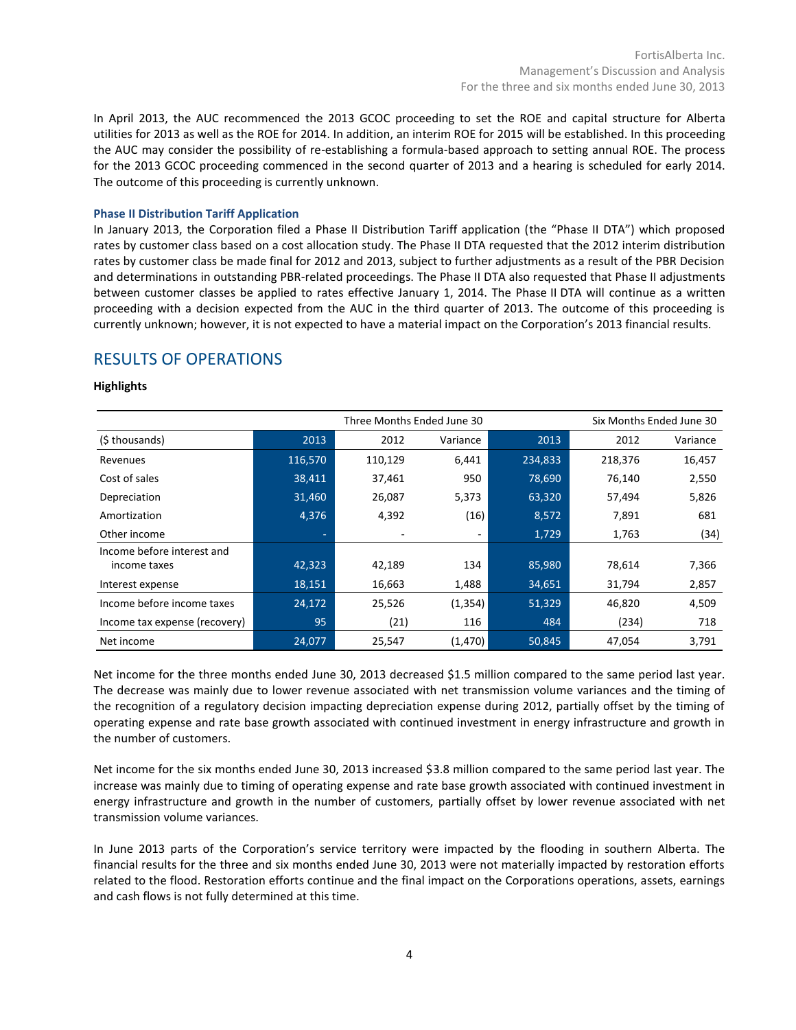In April 2013, the AUC recommenced the 2013 GCOC proceeding to set the ROE and capital structure for Alberta utilities for 2013 as well as the ROE for 2014. In addition, an interim ROE for 2015 will be established. In this proceeding the AUC may consider the possibility of re-establishing a formula-based approach to setting annual ROE. The process for the 2013 GCOC proceeding commenced in the second quarter of 2013 and a hearing is scheduled for early 2014. The outcome of this proceeding is currently unknown.

### Phase II Distribution Tariff Application

In January 2013, the Corporation filed a Phase II Distribution Tariff application (the "Phase II DTA") which proposed rates by customer class based on a cost allocation study. The Phase II DTA requested that the 2012 interim distribution rates by customer class be made final for 2012 and 2013, subject to further adjustments as a result of the PBR Decision and determinations in outstanding PBR-related proceedings. The Phase II DTA also requested that Phase II adjustments between customer classes be applied to rates effective January 1, 2014. The Phase II DTA will continue as a written proceeding with a decision expected from the AUC in the third quarter of 2013. The outcome of this proceeding is currently unknown; however, it is not expected to have a material impact on the Corporation's 2013 financial results.

## RESULTS OF OPERATIONS

**Highlights**

| | Three Months Ended June 30 | | | Six Months Ended June 30 | | |
|---|---|---|---|---|---|---|
| ($ thousands) | 2013 | 2012 | Variance | 2013 | 2012 | Variance |
| Revenues | 116,570 | 110,129 | 6,441 | 234,833 | 218,376 | 16,457 |
| Cost of sales | 38,411 | 37,461 | 950 | 78,690 | 76,140 | 2,550 |
| Depreciation | 31,460 | 26,087 | 5,373 | 63,320 | 57,494 | 5,826 |
| Amortization | 4,376 | 4,392 | (16) | 8,572 | 7,891 | 681 |
| Other income | - | - | - | 1,729 | 1,763 | (34) |
| Income before interest and income taxes | 42,323 | 42,189 | 134 | 85,980 | 78,614 | 7,366 |
| Interest expense | 18,151 | 16,663 | 1,488 | 34,651 | 31,794 | 2,857 |
| Income before income taxes | 24,172 | 25,526 | (1,354) | 51,329 | 46,820 | 4,509 |
| Income tax expense (recovery) | 95 | (21) | 116 | 484 | (234) | 718 |
| Net income | 24,077 | 25,547 | (1,470) | 50,845 | 47,054 | 3,791 |

Net income for the three months ended June 30, 2013 decreased $1.5 million compared to the same period last year. The decrease was mainly due to lower revenue associated with net transmission volume variances and the timing of the recognition of a regulatory decision impacting depreciation expense during 2012, partially offset by the timing of operating expense and rate base growth associated with continued investment in energy infrastructure and growth in the number of customers.

Net income for the six months ended June 30, 2013 increased $3.8 million compared to the same period last year. The increase was mainly due to timing of operating expense and rate base growth associated with continued investment in energy infrastructure and growth in the number of customers, partially offset by lower revenue associated with net transmission volume variances.

In June 2013 parts of the Corporation's service territory were impacted by the flooding in southern Alberta. The financial results for the three and six months ended June 30, 2013 were not materially impacted by restoration efforts related to the flood. Restoration efforts continue and the final impact on the Corporations operations, assets, earnings and cash flows is not fully determined at this time.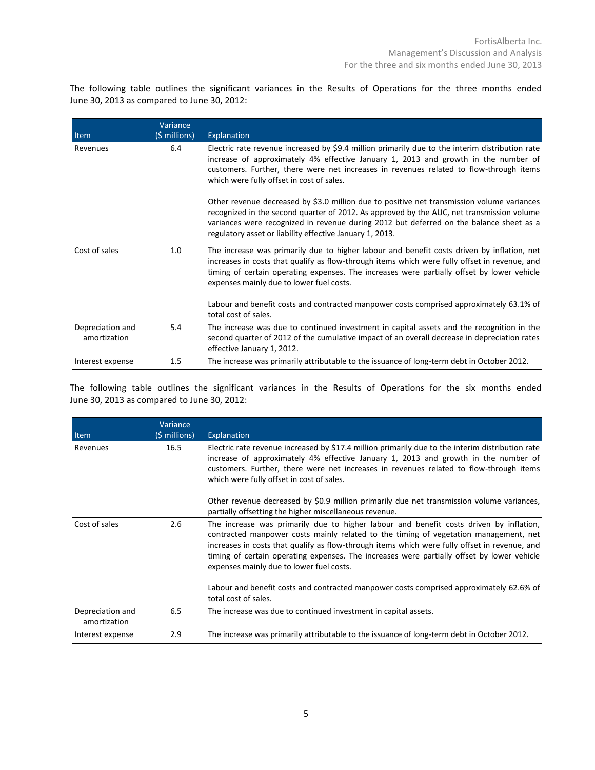The following table outlines the significant variances in the Results of Operations for the three months ended June 30, 2013 as compared to June 30, 2012:

| Item | Variance ($ millions) | Explanation |
|---|---|---|
| Revenues | 6.4 | Electric rate revenue increased by $9.4 million primarily due to the interim distribution rate increase of approximately 4% effective January 1, 2013 and growth in the number of customers. Further, there were net increases in revenues related to flow-through items which were fully offset in cost of sales.<br><br>Other revenue decreased by $3.0 million due to positive net transmission volume variances recognized in the second quarter of 2012. As approved by the AUC, net transmission volume variances were recognized in revenue during 2012 but deferred on the balance sheet as a regulatory asset or liability effective January 1, 2013. |
| Cost of sales | 1.0 | The increase was primarily due to higher labour and benefit costs driven by inflation, net increases in costs that qualify as flow-through items which were fully offset in revenue, and timing of certain operating expenses. The increases were partially offset by lower vehicle expenses mainly due to lower fuel costs.<br><br>Labour and benefit costs and contracted manpower costs comprised approximately 63.1% of total cost of sales. |
| Depreciation and amortization | 5.4 | The increase was due to continued investment in capital assets and the recognition in the second quarter of 2012 of the cumulative impact of an overall decrease in depreciation rates effective January 1, 2012. |
| Interest expense | 1.5 | The increase was primarily attributable to the issuance of long-term debt in October 2012. |

The following table outlines the significant variances in the Results of Operations for the six months ended June 30, 2013 as compared to June 30, 2012:

| Item | Variance ($ millions) | Explanation |
|---|---|---|
| Revenues | 16.5 | Electric rate revenue increased by $17.4 million primarily due to the interim distribution rate increase of approximately 4% effective January 1, 2013 and growth in the number of customers. Further, there were net increases in revenues related to flow-through items which were fully offset in cost of sales.<br><br>Other revenue decreased by $0.9 million primarily due net transmission volume variances, partially offsetting the higher miscellaneous revenue. |
| Cost of sales | 2.6 | The increase was primarily due to higher labour and benefit costs driven by inflation, contracted manpower costs mainly related to the timing of vegetation management, net increases in costs that qualify as flow-through items which were fully offset in revenue, and timing of certain operating expenses. The increases were partially offset by lower vehicle expenses mainly due to lower fuel costs.<br><br>Labour and benefit costs and contracted manpower costs comprised approximately 62.6% of total cost of sales. |
| Depreciation and amortization | 6.5 | The increase was due to continued investment in capital assets. |
| Interest expense | 2.9 | The increase was primarily attributable to the issuance of long-term debt in October 2012. |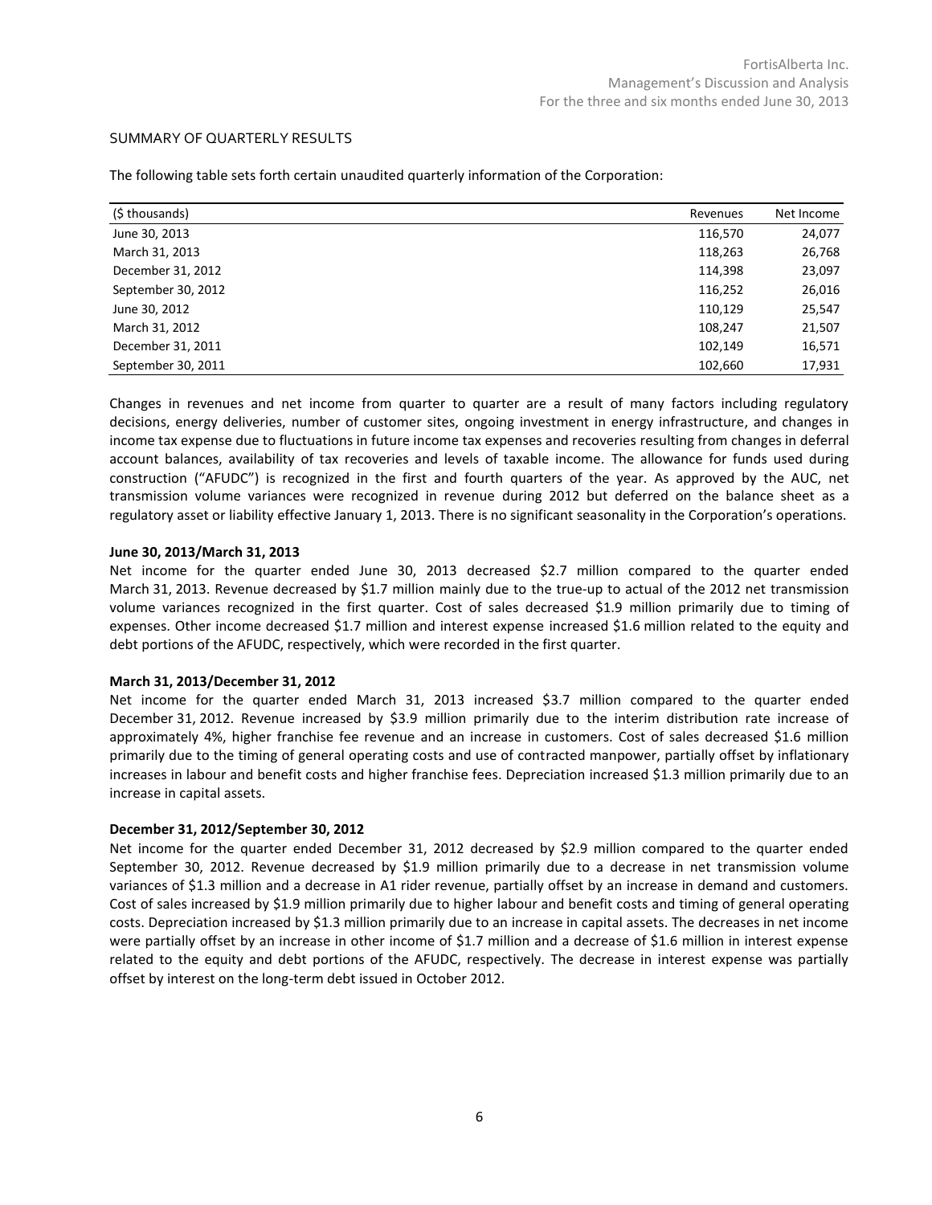## SUMMARY OF QUARTERLY RESULTS

The following table sets forth certain unaudited quarterly information of the Corporation:

| ($ thousands) | Revenues | Net Income |
|---|---|---|
| June 30, 2013 | 116,570 | 24,077 |
| March 31, 2013 | 118,263 | 26,768 |
| December 31, 2012 | 114,398 | 23,097 |
| September 30, 2012 | 116,252 | 26,016 |
| June 30, 2012 | 110,129 | 25,547 |
| March 31, 2012 | 108,247 | 21,507 |
| December 31, 2011 | 102,149 | 16,571 |
| September 30, 2011 | 102,660 | 17,931 |

Changes in revenues and net income from quarter to quarter are a result of many factors including regulatory decisions, energy deliveries, number of customer sites, ongoing investment in energy infrastructure, and changes in income tax expense due to fluctuations in future income tax expenses and recoveries resulting from changes in deferral account balances, availability of tax recoveries and levels of taxable income. The allowance for funds used during construction ("AFUDC") is recognized in the first and fourth quarters of the year. As approved by the AUC, net transmission volume variances were recognized in revenue during 2012 but deferred on the balance sheet as a regulatory asset or liability effective January 1, 2013. There is no significant seasonality in the Corporation's operations.

**June 30, 2013/March 31, 2013**

Net income for the quarter ended June 30, 2013 decreased $2.7 million compared to the quarter ended March 31, 2013. Revenue decreased by $1.7 million mainly due to the true-up to actual of the 2012 net transmission volume variances recognized in the first quarter. Cost of sales decreased $1.9 million primarily due to timing of expenses. Other income decreased $1.7 million and interest expense increased $1.6 million related to the equity and debt portions of the AFUDC, respectively, which were recorded in the first quarter.

**March 31, 2013/December 31, 2012**

Net income for the quarter ended March 31, 2013 increased $3.7 million compared to the quarter ended December 31, 2012. Revenue increased by $3.9 million primarily due to the interim distribution rate increase of approximately 4%, higher franchise fee revenue and an increase in customers. Cost of sales decreased $1.6 million primarily due to the timing of general operating costs and use of contracted manpower, partially offset by inflationary increases in labour and benefit costs and higher franchise fees. Depreciation increased $1.3 million primarily due to an increase in capital assets.

**December 31, 2012/September 30, 2012**

Net income for the quarter ended December 31, 2012 decreased by $2.9 million compared to the quarter ended September 30, 2012. Revenue decreased by $1.9 million primarily due to a decrease in net transmission volume variances of $1.3 million and a decrease in A1 rider revenue, partially offset by an increase in demand and customers. Cost of sales increased by $1.9 million primarily due to higher labour and benefit costs and timing of general operating costs. Depreciation increased by $1.3 million primarily due to an increase in capital assets. The decreases in net income were partially offset by an increase in other income of $1.7 million and a decrease of $1.6 million in interest expense related to the equity and debt portions of the AFUDC, respectively. The decrease in interest expense was partially offset by interest on the long-term debt issued in October 2012.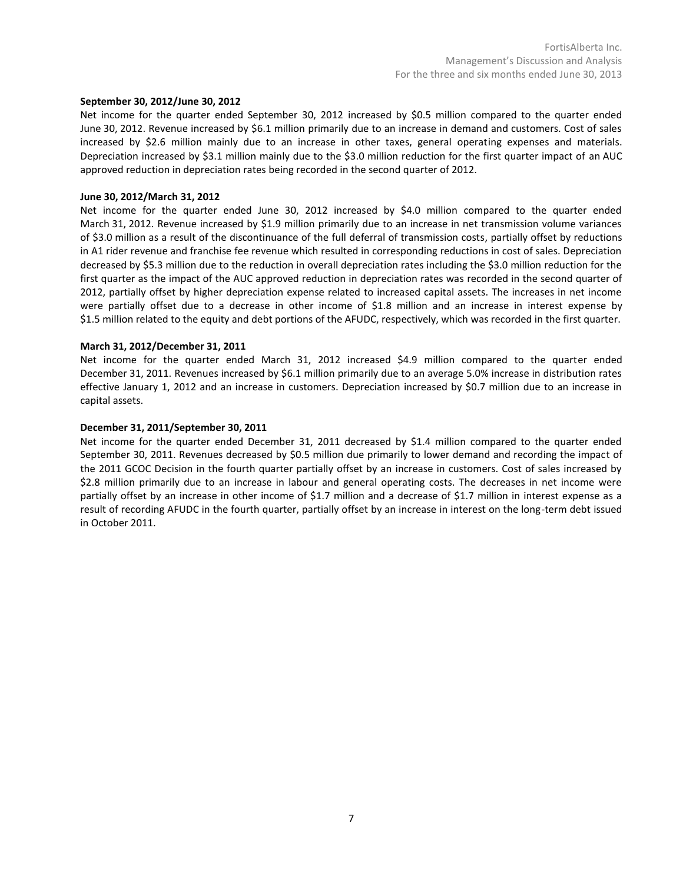**September 30, 2012/June 30, 2012**

Net income for the quarter ended September 30, 2012 increased by $0.5 million compared to the quarter ended June 30, 2012. Revenue increased by $6.1 million primarily due to an increase in demand and customers. Cost of sales increased by $2.6 million mainly due to an increase in other taxes, general operating expenses and materials. Depreciation increased by $3.1 million mainly due to the $3.0 million reduction for the first quarter impact of an AUC approved reduction in depreciation rates being recorded in the second quarter of 2012.

**June 30, 2012/March 31, 2012**

Net income for the quarter ended June 30, 2012 increased by $4.0 million compared to the quarter ended March 31, 2012. Revenue increased by $1.9 million primarily due to an increase in net transmission volume variances of $3.0 million as a result of the discontinuance of the full deferral of transmission costs, partially offset by reductions in A1 rider revenue and franchise fee revenue which resulted in corresponding reductions in cost of sales. Depreciation decreased by $5.3 million due to the reduction in overall depreciation rates including the $3.0 million reduction for the first quarter as the impact of the AUC approved reduction in depreciation rates was recorded in the second quarter of 2012, partially offset by higher depreciation expense related to increased capital assets. The increases in net income were partially offset due to a decrease in other income of $1.8 million and an increase in interest expense by $1.5 million related to the equity and debt portions of the AFUDC, respectively, which was recorded in the first quarter.

**March 31, 2012/December 31, 2011**

Net income for the quarter ended March 31, 2012 increased $4.9 million compared to the quarter ended December 31, 2011. Revenues increased by $6.1 million primarily due to an average 5.0% increase in distribution rates effective January 1, 2012 and an increase in customers. Depreciation increased by $0.7 million due to an increase in capital assets.

**December 31, 2011/September 30, 2011**

Net income for the quarter ended December 31, 2011 decreased by $1.4 million compared to the quarter ended September 30, 2011. Revenues decreased by $0.5 million due primarily to lower demand and recording the impact of the 2011 GCOC Decision in the fourth quarter partially offset by an increase in customers. Cost of sales increased by $2.8 million primarily due to an increase in labour and general operating costs. The decreases in net income were partially offset by an increase in other income of $1.7 million and a decrease of $1.7 million in interest expense as a result of recording AFUDC in the fourth quarter, partially offset by an increase in interest on the long-term debt issued in October 2011.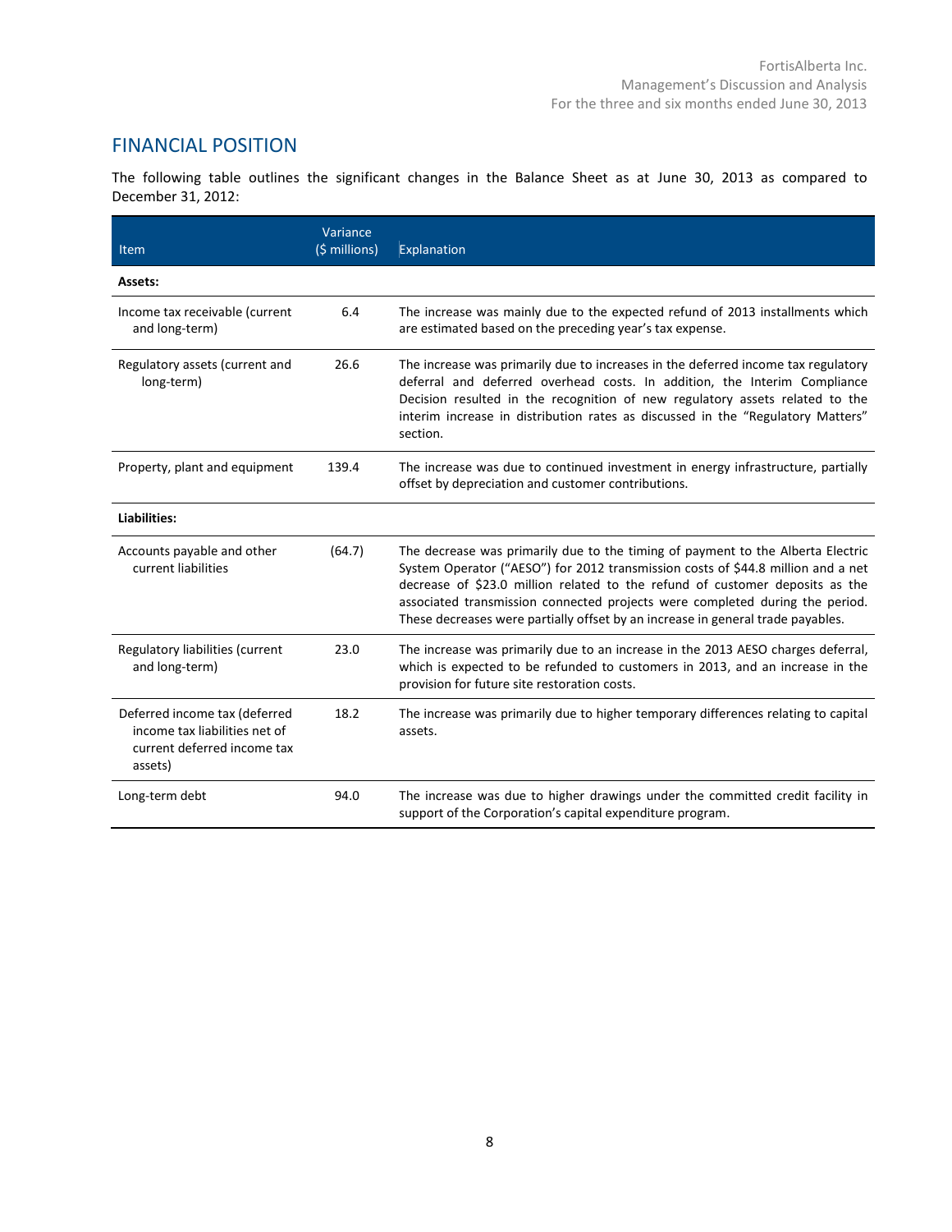## FINANCIAL POSITION

The following table outlines the significant changes in the Balance Sheet as at June 30, 2013 as compared to December 31, 2012:

| Item | Variance ($ millions) | Explanation |
|---|---|---|
| **Assets:** | | |
| Income tax receivable (current and long-term) | 6.4 | The increase was mainly due to the expected refund of 2013 installments which are estimated based on the preceding year's tax expense. |
| Regulatory assets (current and long-term) | 26.6 | The increase was primarily due to increases in the deferred income tax regulatory deferral and deferred overhead costs. In addition, the Interim Compliance Decision resulted in the recognition of new regulatory assets related to the interim increase in distribution rates as discussed in the "Regulatory Matters" section. |
| Property, plant and equipment | 139.4 | The increase was due to continued investment in energy infrastructure, partially offset by depreciation and customer contributions. |
| **Liabilities:** | | |
| Accounts payable and other current liabilities | (64.7) | The decrease was primarily due to the timing of payment to the Alberta Electric System Operator ("AESO") for 2012 transmission costs of $44.8 million and a net decrease of $23.0 million related to the refund of customer deposits as the associated transmission connected projects were completed during the period. These decreases were partially offset by an increase in general trade payables. |
| Regulatory liabilities (current and long-term) | 23.0 | The increase was primarily due to an increase in the 2013 AESO charges deferral, which is expected to be refunded to customers in 2013, and an increase in the provision for future site restoration costs. |
| Deferred income tax (deferred income tax liabilities net of current deferred income tax assets) | 18.2 | The increase was primarily due to higher temporary differences relating to capital assets. |
| Long-term debt | 94.0 | The increase was due to higher drawings under the committed credit facility in support of the Corporation's capital expenditure program. |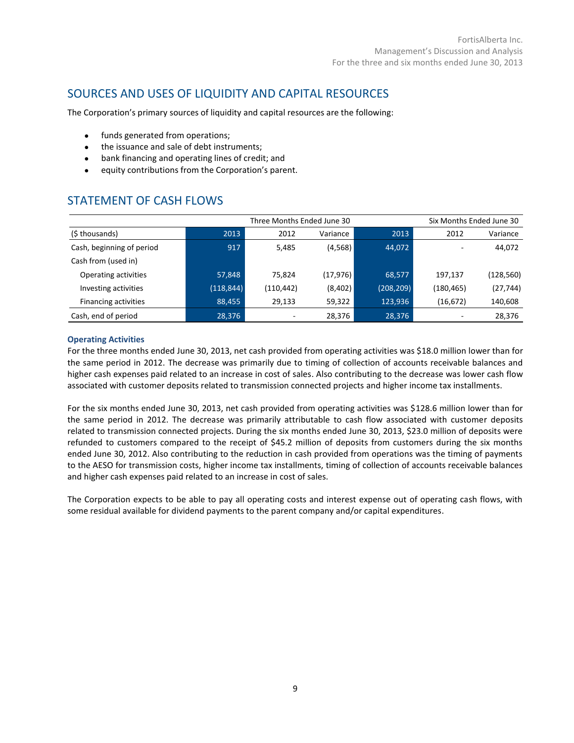## SOURCES AND USES OF LIQUIDITY AND CAPITAL RESOURCES

The Corporation's primary sources of liquidity and capital resources are the following:

- funds generated from operations;
- the issuance and sale of debt instruments;
- bank financing and operating lines of credit; and
- equity contributions from the Corporation's parent.

## STATEMENT OF CASH FLOWS

| | Three Months Ended June 30 | | | Six Months Ended June 30 | | |
|---|---|---|---|---|---|---|
| ($ thousands) | 2013 | 2012 | Variance | 2013 | 2012 | Variance |
| Cash, beginning of period | 917 | 5,485 | (4,568) | 44,072 | - | 44,072 |
| Cash from (used in) | | | | | | |
| Operating activities | 57,848 | 75,824 | (17,976) | 68,577 | 197,137 | (128,560) |
| Investing activities | (118,844) | (110,442) | (8,402) | (208,209) | (180,465) | (27,744) |
| Financing activities | 88,455 | 29,133 | 59,322 | 123,936 | (16,672) | 140,608 |
| Cash, end of period | 28,376 | - | 28,376 | 28,376 | - | 28,376 |

### Operating Activities

For the three months ended June 30, 2013, net cash provided from operating activities was $18.0 million lower than for the same period in 2012. The decrease was primarily due to timing of collection of accounts receivable balances and higher cash expenses paid related to an increase in cost of sales. Also contributing to the decrease was lower cash flow associated with customer deposits related to transmission connected projects and higher income tax installments.

For the six months ended June 30, 2013, net cash provided from operating activities was $128.6 million lower than for the same period in 2012. The decrease was primarily attributable to cash flow associated with customer deposits related to transmission connected projects. During the six months ended June 30, 2013, $23.0 million of deposits were refunded to customers compared to the receipt of $45.2 million of deposits from customers during the six months ended June 30, 2012. Also contributing to the reduction in cash provided from operations was the timing of payments to the AESO for transmission costs, higher income tax installments, timing of collection of accounts receivable balances and higher cash expenses paid related to an increase in cost of sales.

The Corporation expects to be able to pay all operating costs and interest expense out of operating cash flows, with some residual available for dividend payments to the parent company and/or capital expenditures.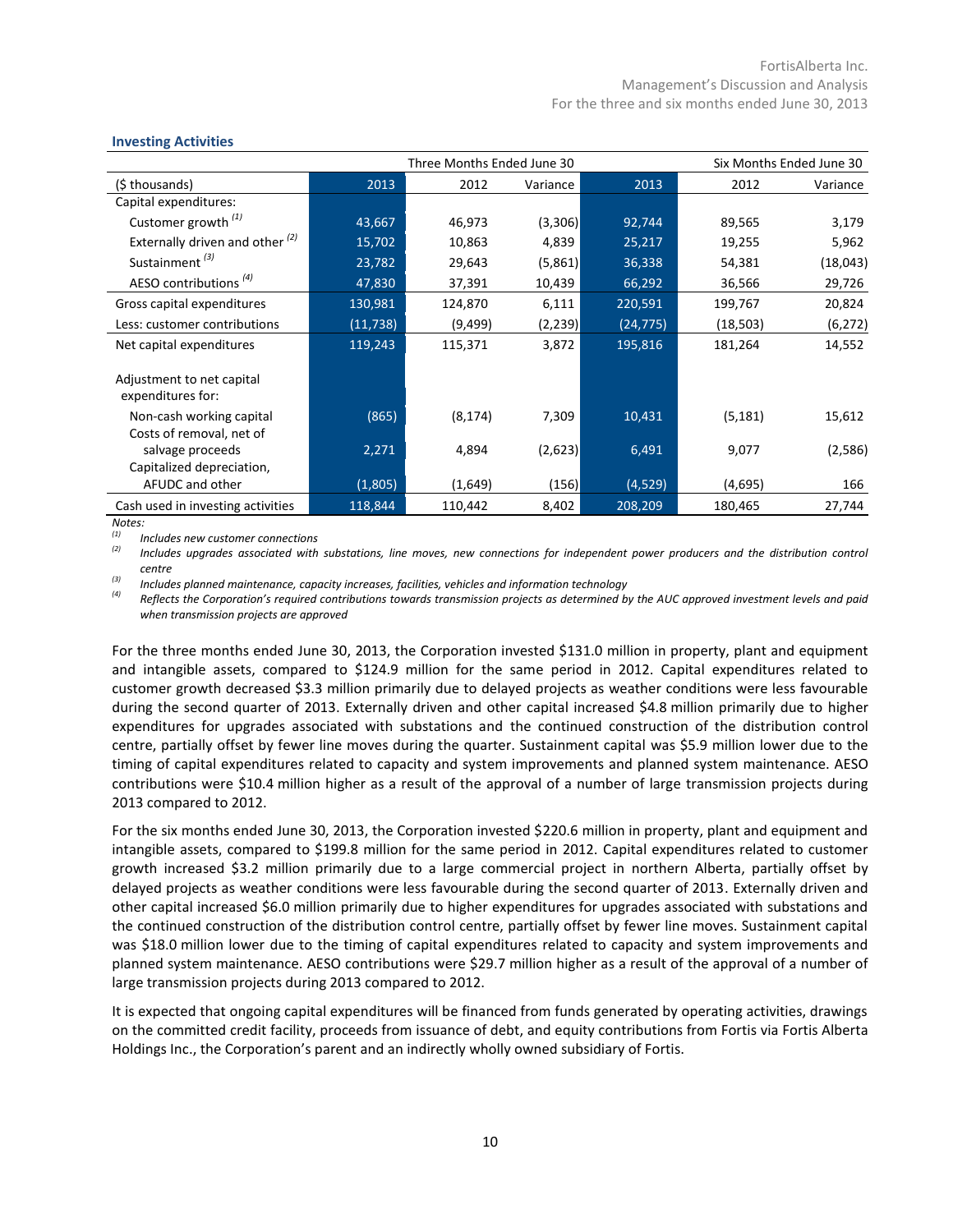### Investing Activities

| | Three Months Ended June 30 | | | Six Months Ended June 30 | | |
|---|---|---|---|---|---|---|
| ($ thousands) | 2013 | 2012 | Variance | 2013 | 2012 | Variance |
| Capital expenditures: | | | | | | |
| Customer growth [(1)] | 43,667 | 46,973 | (3,306) | 92,744 | 89,565 | 3,179 |
| Externally driven and other [(2)] | 15,702 | 10,863 | 4,839 | 25,217 | 19,255 | 5,962 |
| Sustainment [(3)] | 23,782 | 29,643 | (5,861) | 36,338 | 54,381 | (18,043) |
| AESO contributions [(4)] | 47,830 | 37,391 | 10,439 | 66,292 | 36,566 | 29,726 |
| Gross capital expenditures | 130,981 | 124,870 | 6,111 | 220,591 | 199,767 | 20,824 |
| Less: customer contributions | (11,738) | (9,499) | (2,239) | (24,775) | (18,503) | (6,272) |
| Net capital expenditures | 119,243 | 115,371 | 3,872 | 195,816 | 181,264 | 14,552 |
| Adjustment to net capital expenditures for: | | | | | | |
| Non-cash working capital | (865) | (8,174) | 7,309 | 10,431 | (5,181) | 15,612 |
| Costs of removal, net of salvage proceeds | 2,271 | 4,894 | (2,623) | 6,491 | 9,077 | (2,586) |
| Capitalized depreciation, AFUDC and other | (1,805) | (1,649) | (156) | (4,529) | (4,695) | 166 |
| Cash used in investing activities | 118,844 | 110,442 | 8,402 | 208,209 | 180,465 | 27,744 |

*Notes:*

(1) *Includes new customer connections*

(2) *Includes upgrades associated with substations, line moves, new connections for independent power producers and the distribution control centre*

(3) *Includes planned maintenance, capacity increases, facilities, vehicles and information technology*

(4) *Reflects the Corporation's required contributions towards transmission projects as determined by the AUC approved investment levels and paid when transmission projects are approved*

For the three months ended June 30, 2013, the Corporation invested $131.0 million in property, plant and equipment and intangible assets, compared to $124.9 million for the same period in 2012. Capital expenditures related to customer growth decreased $3.3 million primarily due to delayed projects as weather conditions were less favourable during the second quarter of 2013. Externally driven and other capital increased $4.8 million primarily due to higher expenditures for upgrades associated with substations and the continued construction of the distribution control centre, partially offset by fewer line moves during the quarter. Sustainment capital was $5.9 million lower due to the timing of capital expenditures related to capacity and system improvements and planned system maintenance. AESO contributions were $10.4 million higher as a result of the approval of a number of large transmission projects during 2013 compared to 2012.

For the six months ended June 30, 2013, the Corporation invested $220.6 million in property, plant and equipment and intangible assets, compared to $199.8 million for the same period in 2012. Capital expenditures related to customer growth increased $3.2 million primarily due to a large commercial project in northern Alberta, partially offset by delayed projects as weather conditions were less favourable during the second quarter of 2013. Externally driven and other capital increased $6.0 million primarily due to higher expenditures for upgrades associated with substations and the continued construction of the distribution control centre, partially offset by fewer line moves. Sustainment capital was $18.0 million lower due to the timing of capital expenditures related to capacity and system improvements and planned system maintenance. AESO contributions were $29.7 million higher as a result of the approval of a number of large transmission projects during 2013 compared to 2012.

It is expected that ongoing capital expenditures will be financed from funds generated by operating activities, drawings on the committed credit facility, proceeds from issuance of debt, and equity contributions from Fortis via Fortis Alberta Holdings Inc., the Corporation's parent and an indirectly wholly owned subsidiary of Fortis.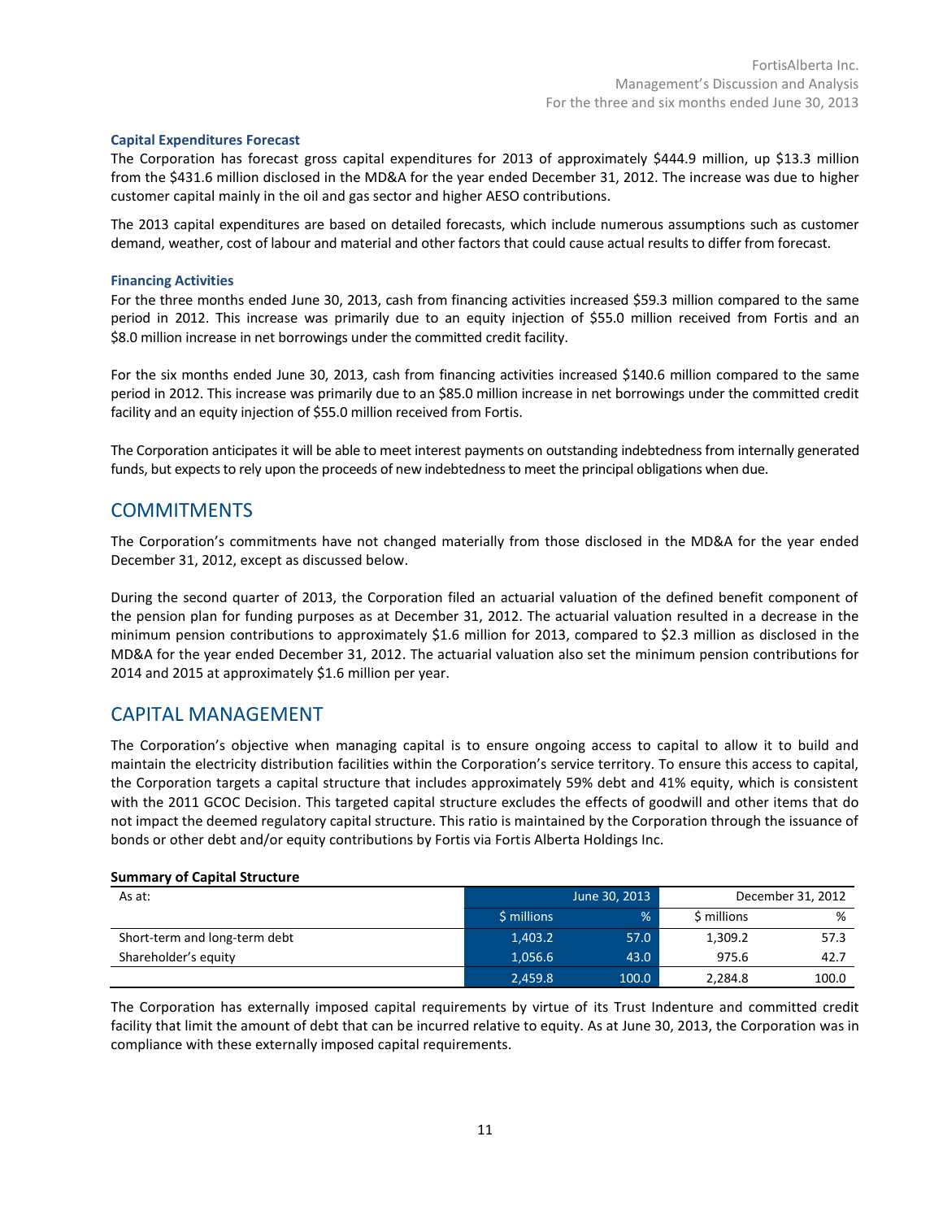### Capital Expenditures Forecast

The Corporation has forecast gross capital expenditures for 2013 of approximately $444.9 million, up $13.3 million from the $431.6 million disclosed in the MD&A for the year ended December 31, 2012. The increase was due to higher customer capital mainly in the oil and gas sector and higher AESO contributions.

The 2013 capital expenditures are based on detailed forecasts, which include numerous assumptions such as customer demand, weather, cost of labour and material and other factors that could cause actual results to differ from forecast.

### Financing Activities

For the three months ended June 30, 2013, cash from financing activities increased $59.3 million compared to the same period in 2012. This increase was primarily due to an equity injection of $55.0 million received from Fortis and an $8.0 million increase in net borrowings under the committed credit facility.

For the six months ended June 30, 2013, cash from financing activities increased $140.6 million compared to the same period in 2012. This increase was primarily due to an $85.0 million increase in net borrowings under the committed credit facility and an equity injection of $55.0 million received from Fortis.

The Corporation anticipates it will be able to meet interest payments on outstanding indebtedness from internally generated funds, but expects to rely upon the proceeds of new indebtedness to meet the principal obligations when due.

## COMMITMENTS

The Corporation's commitments have not changed materially from those disclosed in the MD&A for the year ended December 31, 2012, except as discussed below.

During the second quarter of 2013, the Corporation filed an actuarial valuation of the defined benefit component of the pension plan for funding purposes as at December 31, 2012. The actuarial valuation resulted in a decrease in the minimum pension contributions to approximately $1.6 million for 2013, compared to $2.3 million as disclosed in the MD&A for the year ended December 31, 2012. The actuarial valuation also set the minimum pension contributions for 2014 and 2015 at approximately $1.6 million per year.

## CAPITAL MANAGEMENT

The Corporation's objective when managing capital is to ensure ongoing access to capital to allow it to build and maintain the electricity distribution facilities within the Corporation's service territory. To ensure this access to capital, the Corporation targets a capital structure that includes approximately 59% debt and 41% equity, which is consistent with the 2011 GCOC Decision. This targeted capital structure excludes the effects of goodwill and other items that do not impact the deemed regulatory capital structure. This ratio is maintained by the Corporation through the issuance of bonds or other debt and/or equity contributions by Fortis via Fortis Alberta Holdings Inc.

**Summary of Capital Structure**

| As at: | June 30, 2013 | | December 31, 2012 | |
|---|---|---|---|---|
| | $ millions | % | $ millions | % |
| Short-term and long-term debt | 1,403.2 | 57.0 | 1,309.2 | 57.3 |
| Shareholder's equity | 1,056.6 | 43.0 | 975.6 | 42.7 |
| | 2,459.8 | 100.0 | 2,284.8 | 100.0 |

The Corporation has externally imposed capital requirements by virtue of its Trust Indenture and committed credit facility that limit the amount of debt that can be incurred relative to equity. As at June 30, 2013, the Corporation was in compliance with these externally imposed capital requirements.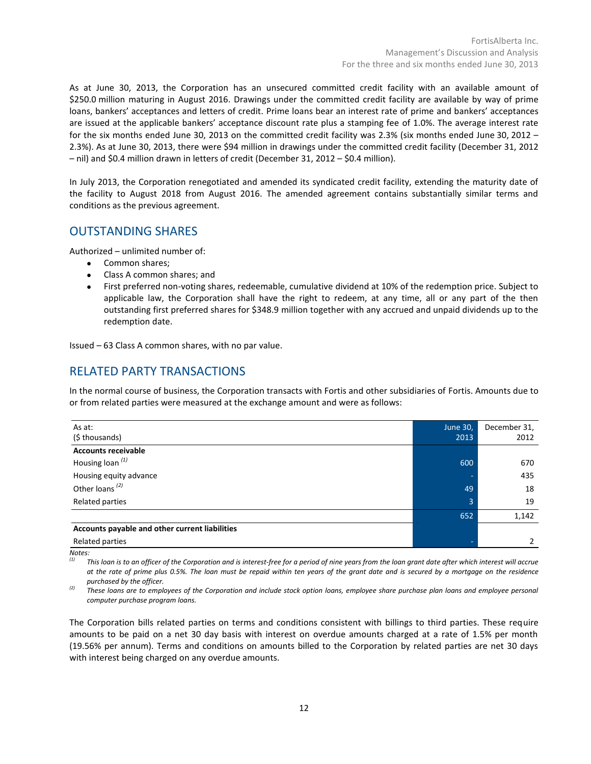As at June 30, 2013, the Corporation has an unsecured committed credit facility with an available amount of $250.0 million maturing in August 2016. Drawings under the committed credit facility are available by way of prime loans, bankers' acceptances and letters of credit. Prime loans bear an interest rate of prime and bankers' acceptances are issued at the applicable bankers' acceptance discount rate plus a stamping fee of 1.0%. The average interest rate for the six months ended June 30, 2013 on the committed credit facility was 2.3% (six months ended June 30, 2012 – 2.3%). As at June 30, 2013, there were $94 million in drawings under the committed credit facility (December 31, 2012 – nil) and $0.4 million drawn in letters of credit (December 31, 2012 – $0.4 million).

In July 2013, the Corporation renegotiated and amended its syndicated credit facility, extending the maturity date of the facility to August 2018 from August 2016. The amended agreement contains substantially similar terms and conditions as the previous agreement.

## OUTSTANDING SHARES

Authorized – unlimited number of:

- Common shares;
- Class A common shares; and
- First preferred non-voting shares, redeemable, cumulative dividend at 10% of the redemption price. Subject to applicable law, the Corporation shall have the right to redeem, at any time, all or any part of the then outstanding first preferred shares for $348.9 million together with any accrued and unpaid dividends up to the redemption date.

Issued – 63 Class A common shares, with no par value.

## RELATED PARTY TRANSACTIONS

In the normal course of business, the Corporation transacts with Fortis and other subsidiaries of Fortis. Amounts due to or from related parties were measured at the exchange amount and were as follows:

| As at:<br>($ thousands) | June 30,<br>2013 | December 31,<br>2012 |
|---|---|---|
| **Accounts receivable** | | |
| Housing loan [(1)] | 600 | 670 |
| Housing equity advance | - | 435 |
| Other loans [(2)] | 49 | 18 |
| Related parties | 3 | 19 |
| | 652 | 1,142 |
| **Accounts payable and other current liabilities** | | |
| Related parties | - | 2 |

*Notes:*

[(1)] *This loan is to an officer of the Corporation and is interest-free for a period of nine years from the loan grant date after which interest will accrue at the rate of prime plus 0.5%. The loan must be repaid within ten years of the grant date and is secured by a mortgage on the residence purchased by the officer.*

[(2)] *These loans are to employees of the Corporation and include stock option loans, employee share purchase plan loans and employee personal computer purchase program loans.*

The Corporation bills related parties on terms and conditions consistent with billings to third parties. These require amounts to be paid on a net 30 day basis with interest on overdue amounts charged at a rate of 1.5% per month (19.56% per annum). Terms and conditions on amounts billed to the Corporation by related parties are net 30 days with interest being charged on any overdue amounts.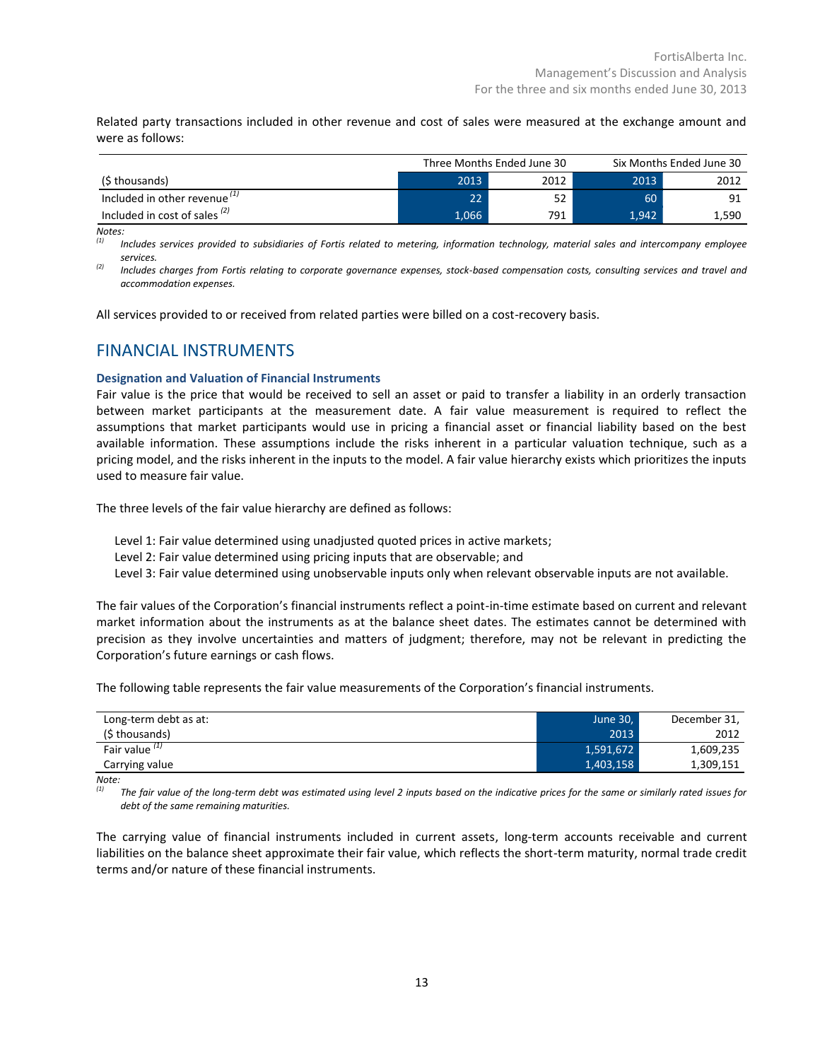Related party transactions included in other revenue and cost of sales were measured at the exchange amount and were as follows:

| | Three Months Ended June 30 | | Six Months Ended June 30 | |
|---|---|---|---|---|
| ($ thousands) | 2013 | 2012 | 2013 | 2012 |
| Included in other revenue [(1)] | 22 | 52 | 60 | 91 |
| Included in cost of sales [(2)] | 1,066 | 791 | 1,942 | 1,590 |

*Notes:*

[(1)] *Includes services provided to subsidiaries of Fortis related to metering, information technology, material sales and intercompany employee services.*

[(2)] *Includes charges from Fortis relating to corporate governance expenses, stock-based compensation costs, consulting services and travel and accommodation expenses.*

All services provided to or received from related parties were billed on a cost-recovery basis.

## FINANCIAL INSTRUMENTS

### Designation and Valuation of Financial Instruments

Fair value is the price that would be received to sell an asset or paid to transfer a liability in an orderly transaction between market participants at the measurement date. A fair value measurement is required to reflect the assumptions that market participants would use in pricing a financial asset or financial liability based on the best available information. These assumptions include the risks inherent in a particular valuation technique, such as a pricing model, and the risks inherent in the inputs to the model. A fair value hierarchy exists which prioritizes the inputs used to measure fair value.

The three levels of the fair value hierarchy are defined as follows:

Level 1: Fair value determined using unadjusted quoted prices in active markets;
Level 2: Fair value determined using pricing inputs that are observable; and
Level 3: Fair value determined using unobservable inputs only when relevant observable inputs are not available.

The fair values of the Corporation's financial instruments reflect a point-in-time estimate based on current and relevant market information about the instruments as at the balance sheet dates. The estimates cannot be determined with precision as they involve uncertainties and matters of judgment; therefore, may not be relevant in predicting the Corporation's future earnings or cash flows.

The following table represents the fair value measurements of the Corporation's financial instruments.

| Long-term debt as at: ($ thousands) | June 30, 2013 | December 31, 2012 |
|---|---|---|
| Fair value [(1)] | 1,591,672 | 1,609,235 |
| Carrying value | 1,403,158 | 1,309,151 |

*Note:*

[(1)] *The fair value of the long-term debt was estimated using level 2 inputs based on the indicative prices for the same or similarly rated issues for debt of the same remaining maturities.*

The carrying value of financial instruments included in current assets, long-term accounts receivable and current liabilities on the balance sheet approximate their fair value, which reflects the short-term maturity, normal trade credit terms and/or nature of these financial instruments.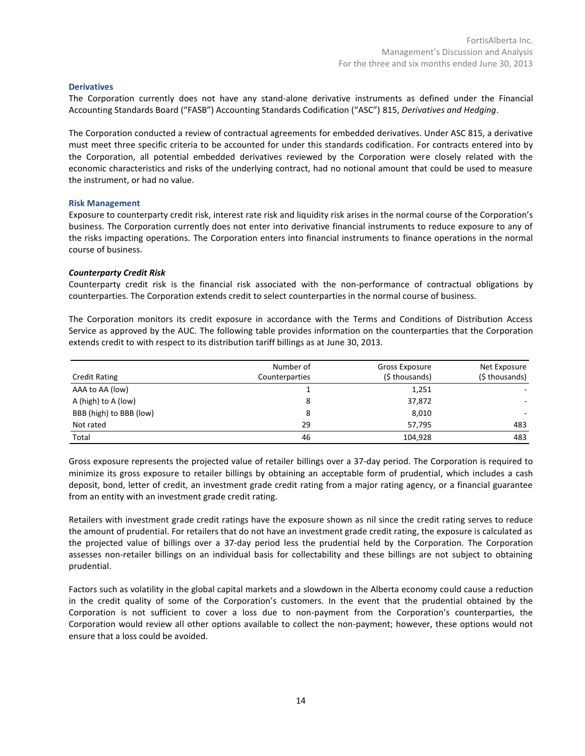### Derivatives

The Corporation currently does not have any stand-alone derivative instruments as defined under the Financial Accounting Standards Board ("FASB") Accounting Standards Codification ("ASC") 815, *Derivatives and Hedging*.

The Corporation conducted a review of contractual agreements for embedded derivatives. Under ASC 815, a derivative must meet three specific criteria to be accounted for under this standards codification. For contracts entered into by the Corporation, all potential embedded derivatives reviewed by the Corporation were closely related with the economic characteristics and risks of the underlying contract, had no notional amount that could be used to measure the instrument, or had no value.

### Risk Management

Exposure to counterparty credit risk, interest rate risk and liquidity risk arises in the normal course of the Corporation's business. The Corporation currently does not enter into derivative financial instruments to reduce exposure to any of the risks impacting operations. The Corporation enters into financial instruments to finance operations in the normal course of business.

***Counterparty Credit Risk***

Counterparty credit risk is the financial risk associated with the non-performance of contractual obligations by counterparties. The Corporation extends credit to select counterparties in the normal course of business.

The Corporation monitors its credit exposure in accordance with the Terms and Conditions of Distribution Access Service as approved by the AUC. The following table provides information on the counterparties that the Corporation extends credit to with respect to its distribution tariff billings as at June 30, 2013.

| Credit Rating | Number of Counterparties | Gross Exposure ($ thousands) | Net Exposure ($ thousands) |
|---|---|---|---|
| AAA to AA (low) | 1 | 1,251 | - |
| A (high) to A (low) | 8 | 37,872 | - |
| BBB (high) to BBB (low) | 8 | 8,010 | - |
| Not rated | 29 | 57,795 | 483 |
| Total | 46 | 104,928 | 483 |

Gross exposure represents the projected value of retailer billings over a 37-day period. The Corporation is required to minimize its gross exposure to retailer billings by obtaining an acceptable form of prudential, which includes a cash deposit, bond, letter of credit, an investment grade credit rating from a major rating agency, or a financial guarantee from an entity with an investment grade credit rating.

Retailers with investment grade credit ratings have the exposure shown as nil since the credit rating serves to reduce the amount of prudential. For retailers that do not have an investment grade credit rating, the exposure is calculated as the projected value of billings over a 37-day period less the prudential held by the Corporation. The Corporation assesses non-retailer billings on an individual basis for collectability and these billings are not subject to obtaining prudential.

Factors such as volatility in the global capital markets and a slowdown in the Alberta economy could cause a reduction in the credit quality of some of the Corporation's customers. In the event that the prudential obtained by the Corporation is not sufficient to cover a loss due to non-payment from the Corporation's counterparties, the Corporation would review all other options available to collect the non-payment; however, these options would not ensure that a loss could be avoided.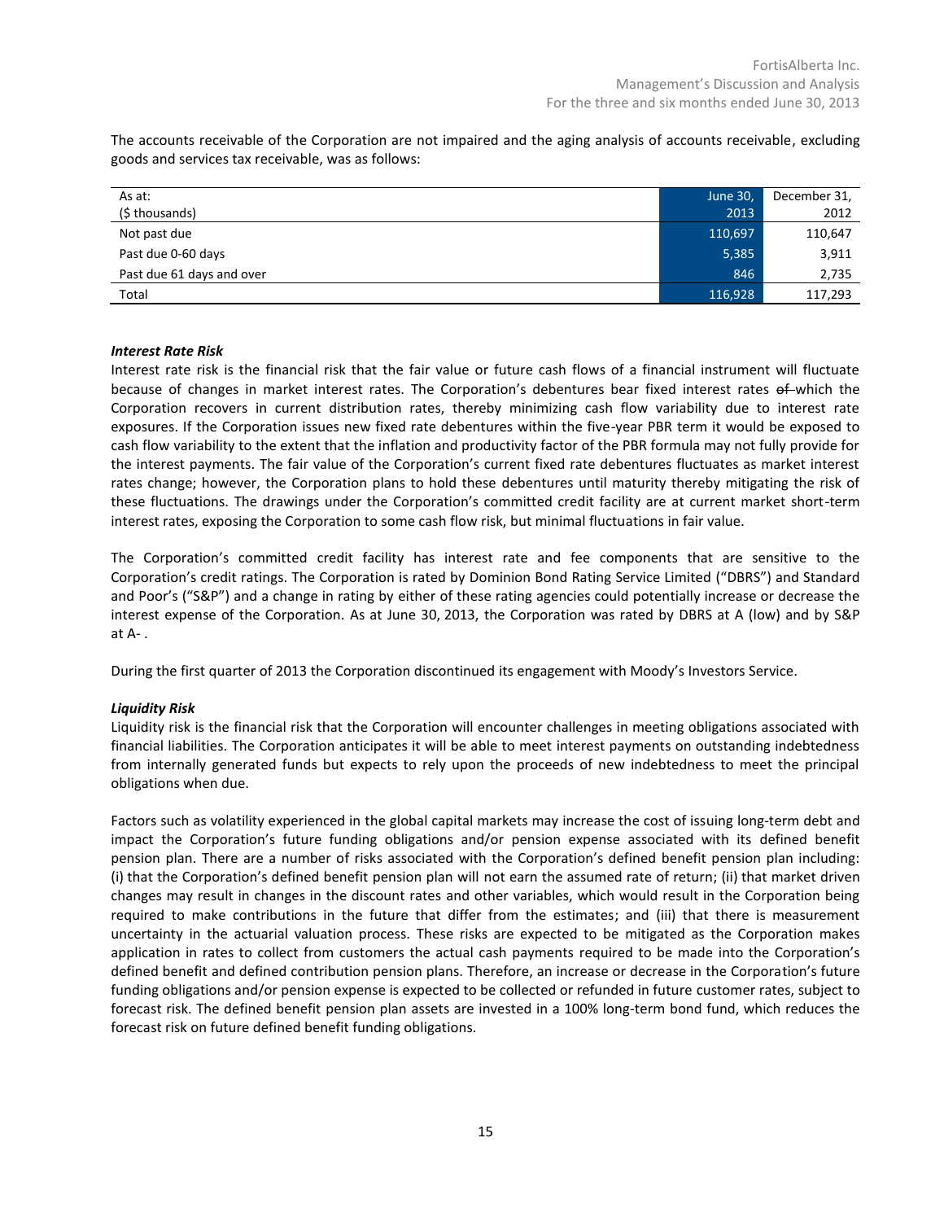The accounts receivable of the Corporation are not impaired and the aging analysis of accounts receivable, excluding goods and services tax receivable, was as follows:

| As at:<br>($ thousands) | June 30,<br>2013 | December 31,<br>2012 |
|---|---|---|
| Not past due | 110,697 | 110,647 |
| Past due 0-60 days | 5,385 | 3,911 |
| Past due 61 days and over | 846 | 2,735 |
| Total | 116,928 | 117,293 |

***Interest Rate Risk***

Interest rate risk is the financial risk that the fair value or future cash flows of a financial instrument will fluctuate because of changes in market interest rates. The Corporation's debentures bear fixed interest rates ~~of~~ which the Corporation recovers in current distribution rates, thereby minimizing cash flow variability due to interest rate exposures. If the Corporation issues new fixed rate debentures within the five-year PBR term it would be exposed to cash flow variability to the extent that the inflation and productivity factor of the PBR formula may not fully provide for the interest payments. The fair value of the Corporation's current fixed rate debentures fluctuates as market interest rates change; however, the Corporation plans to hold these debentures until maturity thereby mitigating the risk of these fluctuations. The drawings under the Corporation's committed credit facility are at current market short-term interest rates, exposing the Corporation to some cash flow risk, but minimal fluctuations in fair value.

The Corporation's committed credit facility has interest rate and fee components that are sensitive to the Corporation's credit ratings. The Corporation is rated by Dominion Bond Rating Service Limited ("DBRS") and Standard and Poor's ("S&P") and a change in rating by either of these rating agencies could potentially increase or decrease the interest expense of the Corporation. As at June 30, 2013, the Corporation was rated by DBRS at A (low) and by S&P at A- .

During the first quarter of 2013 the Corporation discontinued its engagement with Moody's Investors Service.

***Liquidity Risk***

Liquidity risk is the financial risk that the Corporation will encounter challenges in meeting obligations associated with financial liabilities. The Corporation anticipates it will be able to meet interest payments on outstanding indebtedness from internally generated funds but expects to rely upon the proceeds of new indebtedness to meet the principal obligations when due.

Factors such as volatility experienced in the global capital markets may increase the cost of issuing long-term debt and impact the Corporation's future funding obligations and/or pension expense associated with its defined benefit pension plan. There are a number of risks associated with the Corporation's defined benefit pension plan including: (i) that the Corporation's defined benefit pension plan will not earn the assumed rate of return; (ii) that market driven changes may result in changes in the discount rates and other variables, which would result in the Corporation being required to make contributions in the future that differ from the estimates; and (iii) that there is measurement uncertainty in the actuarial valuation process. These risks are expected to be mitigated as the Corporation makes application in rates to collect from customers the actual cash payments required to be made into the Corporation's defined benefit and defined contribution pension plans. Therefore, an increase or decrease in the Corporation's future funding obligations and/or pension expense is expected to be collected or refunded in future customer rates, subject to forecast risk. The defined benefit pension plan assets are invested in a 100% long-term bond fund, which reduces the forecast risk on future defined benefit funding obligations.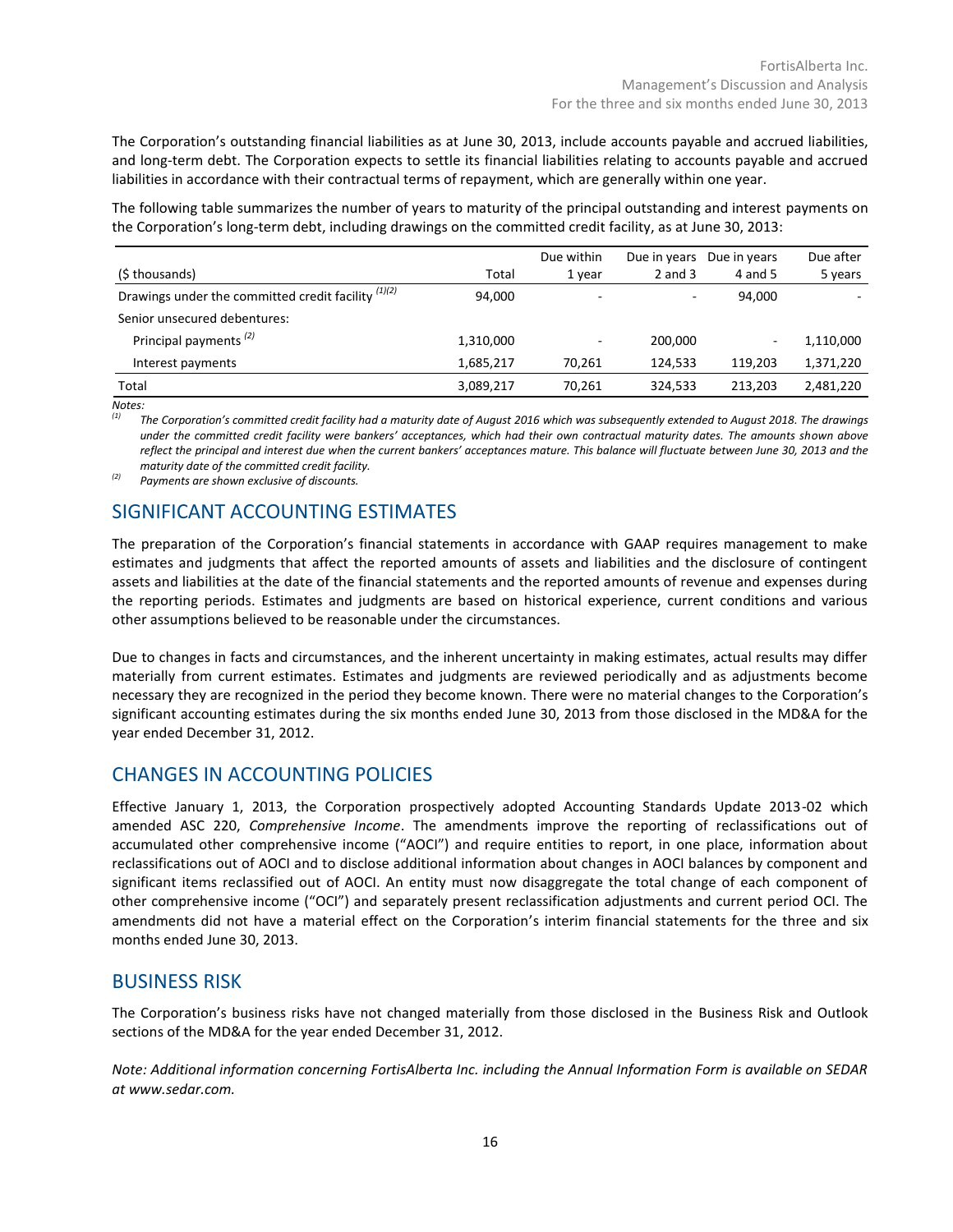The Corporation's outstanding financial liabilities as at June 30, 2013, include accounts payable and accrued liabilities, and long-term debt. The Corporation expects to settle its financial liabilities relating to accounts payable and accrued liabilities in accordance with their contractual terms of repayment, which are generally within one year.

The following table summarizes the number of years to maturity of the principal outstanding and interest payments on the Corporation's long-term debt, including drawings on the committed credit facility, as at June 30, 2013:

| ($ thousands) | Total | Due within 1 year | Due in years 2 and 3 | Due in years 4 and 5 | Due after 5 years |
|---|---|---|---|---|---|
| Drawings under the committed credit facility (1)(2) | 94,000 | - | - | 94,000 | - |
| Senior unsecured debentures: | | | | | |
| Principal payments (2) | 1,310,000 | - | 200,000 | - | 1,110,000 |
| Interest payments | 1,685,217 | 70,261 | 124,533 | 119,203 | 1,371,220 |
| Total | 3,089,217 | 70,261 | 324,533 | 213,203 | 2,481,220 |

*Notes:*

(1) *The Corporation's committed credit facility had a maturity date of August 2016 which was subsequently extended to August 2018. The drawings under the committed credit facility were bankers' acceptances, which had their own contractual maturity dates. The amounts shown above reflect the principal and interest due when the current bankers' acceptances mature. This balance will fluctuate between June 30, 2013 and the maturity date of the committed credit facility.*

(2) *Payments are shown exclusive of discounts.*

## SIGNIFICANT ACCOUNTING ESTIMATES

The preparation of the Corporation's financial statements in accordance with GAAP requires management to make estimates and judgments that affect the reported amounts of assets and liabilities and the disclosure of contingent assets and liabilities at the date of the financial statements and the reported amounts of revenue and expenses during the reporting periods. Estimates and judgments are based on historical experience, current conditions and various other assumptions believed to be reasonable under the circumstances.

Due to changes in facts and circumstances, and the inherent uncertainty in making estimates, actual results may differ materially from current estimates. Estimates and judgments are reviewed periodically and as adjustments become necessary they are recognized in the period they become known. There were no material changes to the Corporation's significant accounting estimates during the six months ended June 30, 2013 from those disclosed in the MD&A for the year ended December 31, 2012.

## CHANGES IN ACCOUNTING POLICIES

Effective January 1, 2013, the Corporation prospectively adopted Accounting Standards Update 2013-02 which amended ASC 220, *Comprehensive Income*. The amendments improve the reporting of reclassifications out of accumulated other comprehensive income ("AOCI") and require entities to report, in one place, information about reclassifications out of AOCI and to disclose additional information about changes in AOCI balances by component and significant items reclassified out of AOCI. An entity must now disaggregate the total change of each component of other comprehensive income ("OCI") and separately present reclassification adjustments and current period OCI. The amendments did not have a material effect on the Corporation's interim financial statements for the three and six months ended June 30, 2013.

## BUSINESS RISK

The Corporation's business risks have not changed materially from those disclosed in the Business Risk and Outlook sections of the MD&A for the year ended December 31, 2012.

*Note: Additional information concerning FortisAlberta Inc. including the Annual Information Form is available on SEDAR at www.sedar.com.*